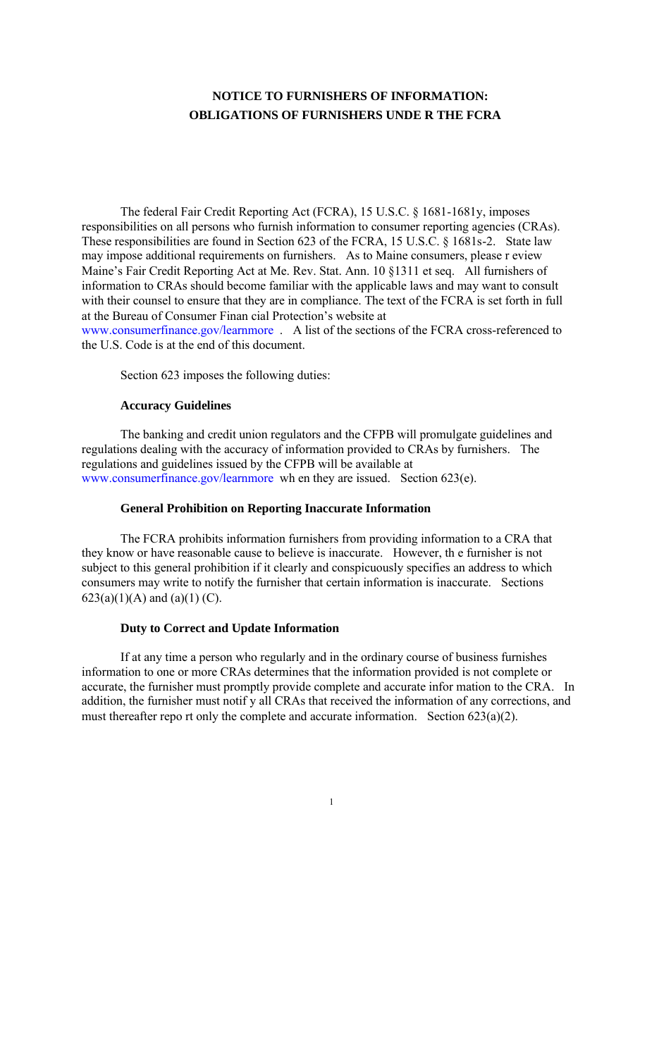# NOTICE TO FURNISHERS OF INFORMATION: OBLIGATIONS OF FURNISHERS UNDER THE FCRA

The federal Fair Credit Reporting Act (FCRA), 15 U.S.C. § 1681-1681y, imposes responsibilities on all persons who furnish information to consumer reporting agencies (CRAs). These responsibilities are found in Section 623 of the FCRA, 15 U.S.C. § 1681s-2. State law may impose additional requirements on furnishers. As to Maine consumers, please review Maine's Fair Credit Reporting Act at Me. Rev. Stat. Ann. 10 §1311 et seq. All furnishers of information to CRAs should become familiar with the applicable laws and may want to consult with their counsel to ensure that they are in compliance. The text of the FCRA is set forth in full at the Bureau of Consumer Financial Protection's website at www.consumerfinance.gov/learnmore. A list of the sections of the FCRA cross-referenced to the U.S. Code is at the end of this document.

Section 623 imposes the following duties:

**Accuracy Guidelines**

The banking and credit union regulators and the CFPB will promulgate guidelines and regulations dealing with the accuracy of information provided to CRAs by furnishers. The regulations and guidelines issued by the CFPB will be available at www.consumerfinance.gov/learnmore when they are issued. Section 623(e).

**General Prohibition on Reporting Inaccurate Information**

The FCRA prohibits information furnishers from providing information to a CRA that they know or have reasonable cause to believe is inaccurate. However, the furnisher is not subject to this general prohibition if it clearly and conspicuously specifies an address to which consumers may write to notify the furnisher that certain information is inaccurate. Sections 623(a)(1)(A) and (a)(1)(C).

**Duty to Correct and Update Information**

If at any time a person who regularly and in the ordinary course of business furnishes information to one or more CRAs determines that the information provided is not complete or accurate, the furnisher must promptly provide complete and accurate information to the CRA. In addition, the furnisher must notify all CRAs that received the information of any corrections, and must thereafter report only the complete and accurate information. Section 623(a)(2).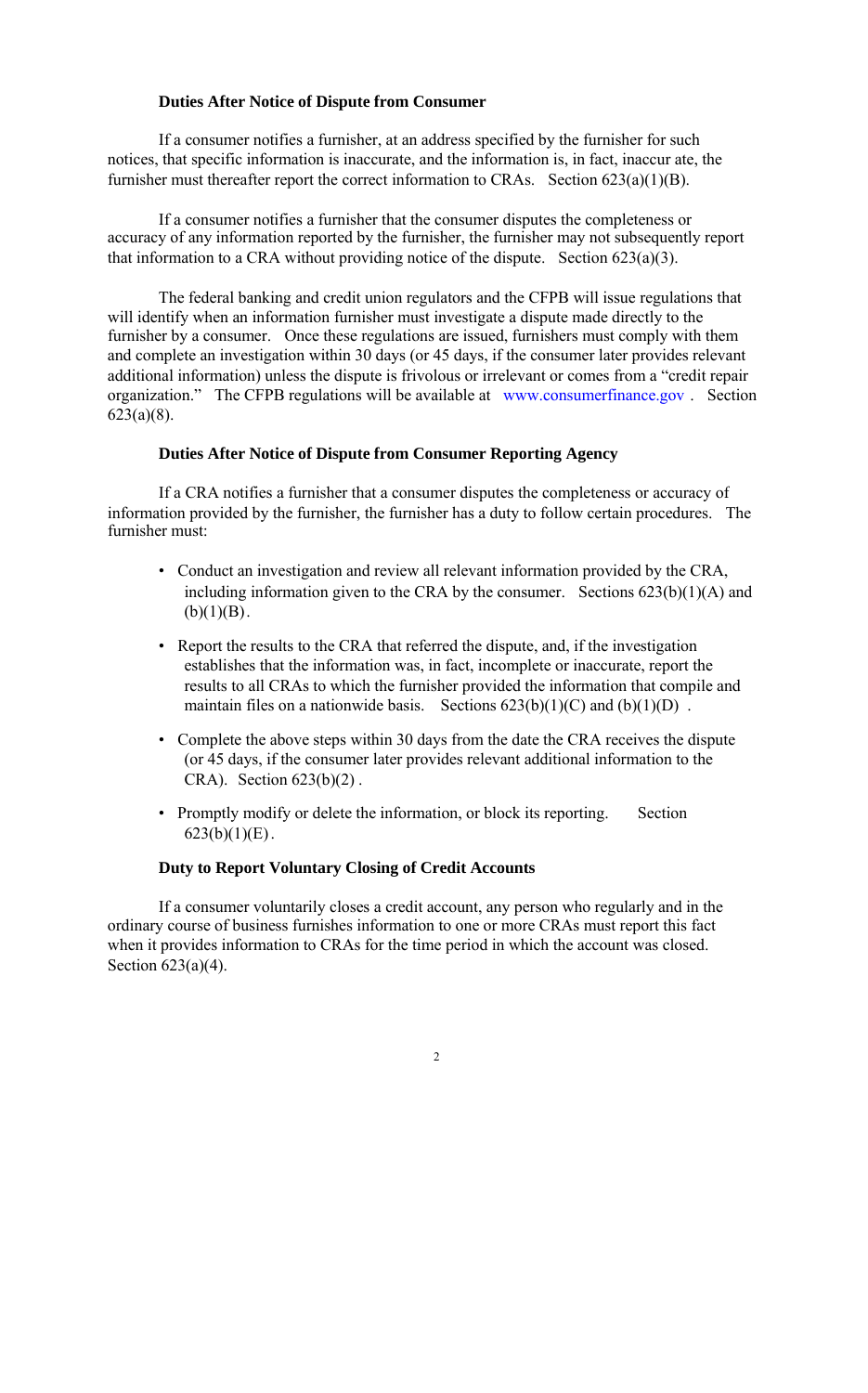**Duties After Notice of Dispute from Consumer**

If a consumer notifies a furnisher, at an address specified by the furnisher for such notices, that specific information is inaccurate, and the information is, in fact, inaccur ate, the furnisher must thereafter report the correct information to CRAs. Section 623(a)(1)(B).

If a consumer notifies a furnisher that the consumer disputes the completeness or accuracy of any information reported by the furnisher, the furnisher may not subsequently report that information to a CRA without providing notice of the dispute. Section 623(a)(3).

The federal banking and credit union regulators and the CFPB will issue regulations that will identify when an information furnisher must investigate a dispute made directly to the furnisher by a consumer. Once these regulations are issued, furnishers must comply with them and complete an investigation within 30 days (or 45 days, if the consumer later provides relevant additional information) unless the dispute is frivolous or irrelevant or comes from a "credit repair organization." The CFPB regulations will be available at www.consumerfinance.gov. Section 623(a)(8).

**Duties After Notice of Dispute from Consumer Reporting Agency**

If a CRA notifies a furnisher that a consumer disputes the completeness or accuracy of information provided by the furnisher, the furnisher has a duty to follow certain procedures. The furnisher must:

- Conduct an investigation and review all relevant information provided by the CRA, including information given to the CRA by the consumer. Sections 623(b)(1)(A) and (b)(1)(B).
- Report the results to the CRA that referred the dispute, and, if the investigation establishes that the information was, in fact, incomplete or inaccurate, report the results to all CRAs to which the furnisher provided the information that compile and maintain files on a nationwide basis. Sections 623(b)(1)(C) and (b)(1)(D).
- Complete the above steps within 30 days from the date the CRA receives the dispute (or 45 days, if the consumer later provides relevant additional information to the CRA). Section 623(b)(2).
- Promptly modify or delete the information, or block its reporting. Section 623(b)(1)(E).

**Duty to Report Voluntary Closing of Credit Accounts**

If a consumer voluntarily closes a credit account, any person who regularly and in the ordinary course of business furnishes information to one or more CRAs must report this fact when it provides information to CRAs for the time period in which the account was closed. Section 623(a)(4).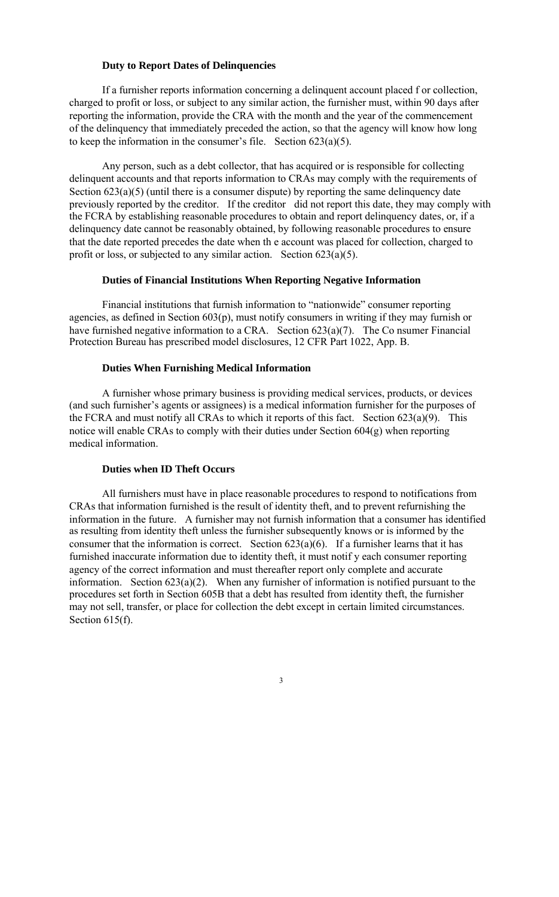### Duty to Report Dates of Delinquencies

If a furnisher reports information concerning a delinquent account placed for collection, charged to profit or loss, or subject to any similar action, the furnisher must, within 90 days after reporting the information, provide the CRA with the month and the year of the commencement of the delinquency that immediately preceded the action, so that the agency will know how long to keep the information in the consumer's file. Section 623(a)(5).

Any person, such as a debt collector, that has acquired or is responsible for collecting delinquent accounts and that reports information to CRAs may comply with the requirements of Section 623(a)(5) (until there is a consumer dispute) by reporting the same delinquency date previously reported by the creditor. If the creditor did not report this date, they may comply with the FCRA by establishing reasonable procedures to obtain and report delinquency dates, or, if a delinquency date cannot be reasonably obtained, by following reasonable procedures to ensure that the date reported precedes the date when the account was placed for collection, charged to profit or loss, or subjected to any similar action. Section 623(a)(5).

### Duties of Financial Institutions When Reporting Negative Information

Financial institutions that furnish information to "nationwide" consumer reporting agencies, as defined in Section 603(p), must notify consumers in writing if they may furnish or have furnished negative information to a CRA. Section 623(a)(7). The Consumer Financial Protection Bureau has prescribed model disclosures, 12 CFR Part 1022, App. B.

### Duties When Furnishing Medical Information

A furnisher whose primary business is providing medical services, products, or devices (and such furnisher's agents or assignees) is a medical information furnisher for the purposes of the FCRA and must notify all CRAs to which it reports of this fact. Section 623(a)(9). This notice will enable CRAs to comply with their duties under Section 604(g) when reporting medical information.

### Duties when ID Theft Occurs

All furnishers must have in place reasonable procedures to respond to notifications from CRAs that information furnished is the result of identity theft, and to prevent refurnishing the information in the future. A furnisher may not furnish information that a consumer has identified as resulting from identity theft unless the furnisher subsequently knows or is informed by the consumer that the information is correct. Section 623(a)(6). If a furnisher learns that it has furnished inaccurate information due to identity theft, it must notify each consumer reporting agency of the correct information and must thereafter report only complete and accurate information. Section 623(a)(2). When any furnisher of information is notified pursuant to the procedures set forth in Section 605B that a debt has resulted from identity theft, the furnisher may not sell, transfer, or place for collection the debt except in certain limited circumstances. Section 615(f).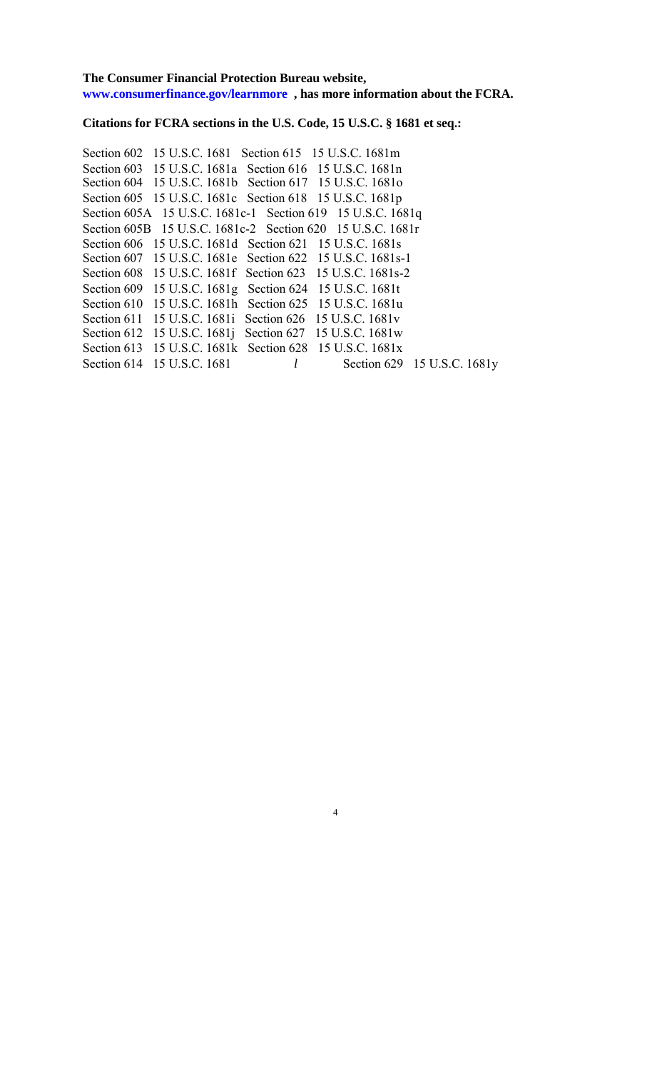**The Consumer Financial Protection Bureau website, www.consumerfinance.gov/learnmore , has more information about the FCRA.**

**Citations for FCRA sections in the U.S. Code, 15 U.S.C. § 1681 et seq.:**

| | | | |
|---|---|---|---|
| Section 602 | 15 U.S.C. 1681 | Section 615 | 15 U.S.C. 1681m |
| Section 603 | 15 U.S.C. 1681a | Section 616 | 15 U.S.C. 1681n |
| Section 604 | 15 U.S.C. 1681b | Section 617 | 15 U.S.C. 1681o |
| Section 605 | 15 U.S.C. 1681c | Section 618 | 15 U.S.C. 1681p |
| Section 605A | 15 U.S.C. 1681c-1 | Section 619 | 15 U.S.C. 1681q |
| Section 605B | 15 U.S.C. 1681c-2 | Section 620 | 15 U.S.C. 1681r |
| Section 606 | 15 U.S.C. 1681d | Section 621 | 15 U.S.C. 1681s |
| Section 607 | 15 U.S.C. 1681e | Section 622 | 15 U.S.C. 1681s-1 |
| Section 608 | 15 U.S.C. 1681f | Section 623 | 15 U.S.C. 1681s-2 |
| Section 609 | 15 U.S.C. 1681g | Section 624 | 15 U.S.C. 1681t |
| Section 610 | 15 U.S.C. 1681h | Section 625 | 15 U.S.C. 1681u |
| Section 611 | 15 U.S.C. 1681i | Section 626 | 15 U.S.C. 1681v |
| Section 612 | 15 U.S.C. 1681j | Section 627 | 15 U.S.C. 1681w |
| Section 613 | 15 U.S.C. 1681k | Section 628 | 15 U.S.C. 1681x |
| Section 614 | 15 U.S.C. 1681*l* | Section 629 | 15 U.S.C. 1681y |